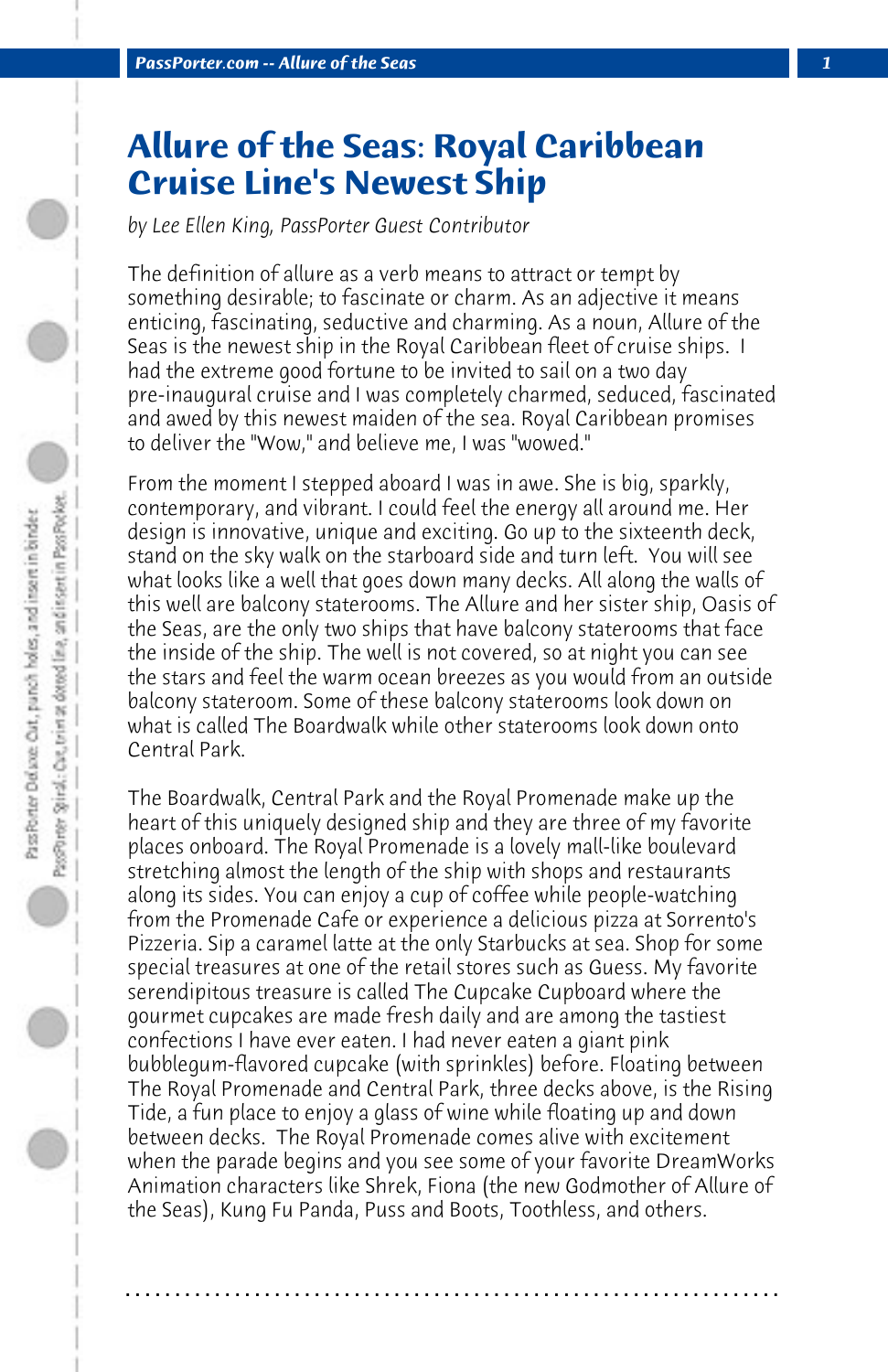# Allure of the Seas: Royal Caribbean Cruise Line's Newest Ship

*by Lee Ellen King, PassPorter Guest Contributor*

The definition of allure as a verb means to attract or tempt by something desirable; to fascinate or charm. As an adjective it means enticing, fascinating, seductive and charming. As a noun, Allure of the Seas is the newest ship in the Royal Caribbean fleet of cruise ships. I had the extreme good fortune to be invited to sail on a two day pre-inaugural cruise and I was completely charmed, seduced, fascinated and awed by this newest maiden of the sea. Royal Caribbean promises to deliver the "Wow," and believe me, I was "wowed."

From the moment I stepped aboard I was in awe. She is big, sparkly, contemporary, and vibrant. I could feel the energy all around me. Her design is innovative, unique and exciting. Go up to the sixteenth deck, stand on the sky walk on the starboard side and turn left. You will see what looks like a well that goes down many decks. All along the walls of this well are balcony staterooms. The Allure and her sister ship, Oasis of the Seas, are the only two ships that have balcony staterooms that face the inside of the ship. The well is not covered, so at night you can see the stars and feel the warm ocean breezes as you would from an outside balcony stateroom. Some of these balcony staterooms look down on what is called The Boardwalk while other staterooms look down onto Central Park.

The Boardwalk, Central Park and the Royal Promenade make up the heart of this uniquely designed ship and they are three of my favorite places onboard. The Royal Promenade is a lovely mall-like boulevard stretching almost the length of the ship with shops and restaurants along its sides. You can enjoy a cup of coffee while people-watching from the Promenade Cafe or experience a delicious pizza at Sorrento's Pizzeria. Sip a caramel latte at the only Starbucks at sea. Shop for some special treasures at one of the retail stores such as Guess. My favorite serendipitous treasure is called The Cupcake Cupboard where the gourmet cupcakes are made fresh daily and are among the tastiest confections I have ever eaten. I had never eaten a giant pink bubblegum-flavored cupcake (with sprinkles) before. Floating between The Royal Promenade and Central Park, three decks above, is the Rising Tide, a fun place to enjoy a glass of wine while floating up and down between decks. The Royal Promenade comes alive with excitement when the parade begins and you see some of your favorite DreamWorks Animation characters like Shrek, Fiona (the new Godmother of Allure of the Seas), Kung Fu Panda, Puss and Boots, Toothless, and others.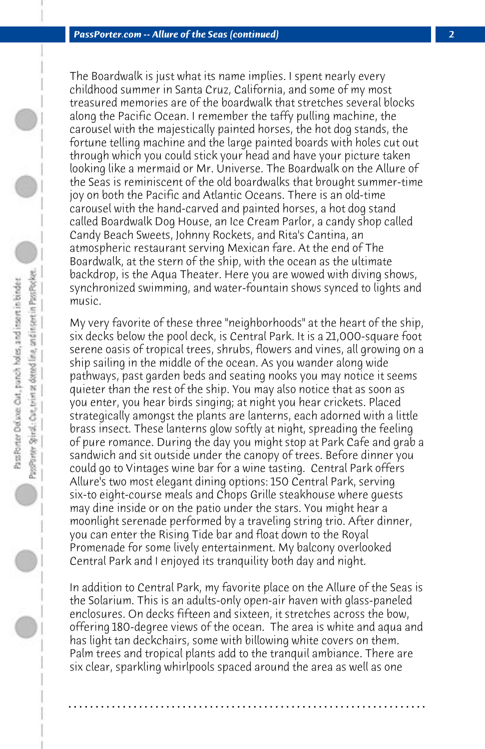The Boardwalk is just what its name implies. I spent nearly every childhood summer in Santa Cruz, California, and some of my most treasured memories are of the boardwalk that stretches several blocks along the Pacific Ocean. I remember the taffy pulling machine, the carousel with the majestically painted horses, the hot dog stands, the fortune telling machine and the large painted boards with holes cut out through which you could stick your head and have your picture taken looking like a mermaid or Mr. Universe. The Boardwalk on the Allure of the Seas is reminiscent of the old boardwalks that brought summer-time joy on both the Pacific and Atlantic Oceans. There is an old-time carousel with the hand-carved and painted horses, a hot dog stand called Boardwalk Dog House, an Ice Cream Parlor, a candy shop called Candy Beach Sweets, Johnny Rockets, and Rita's Cantina, an atmospheric restaurant serving Mexican fare. At the end of The Boardwalk, at the stern of the ship, with the ocean as the ultimate backdrop, is the Aqua Theater. Here you are wowed with diving shows, synchronized swimming, and water-fountain shows synced to lights and music.

My very favorite of these three "neighborhoods" at the heart of the ship, six decks below the pool deck, is Central Park. It is a 21,000-square foot serene oasis of tropical trees, shrubs, flowers and vines, all growing on a ship sailing in the middle of the ocean. As you wander along wide pathways, past garden beds and seating nooks you may notice it seems quieter than the rest of the ship. You may also notice that as soon as you enter, you hear birds singing; at night you hear crickets. Placed strategically amongst the plants are lanterns, each adorned with a little brass insect. These lanterns glow softly at night, spreading the feeling of pure romance. During the day you might stop at Park Cafe and grab a sandwich and sit outside under the canopy of trees. Before dinner you could go to Vintages wine bar for a wine tasting. Central Park offers Allure's two most elegant dining options: 150 Central Park, serving six-to eight-course meals and Chops Grille steakhouse where guests may dine inside or on the patio under the stars. You might hear a moonlight serenade performed by a traveling string trio. After dinner, you can enter the Rising Tide bar and float down to the Royal Promenade for some lively entertainment. My balcony overlooked Central Park and I enjoyed its tranquility both day and night.

In addition to Central Park, my favorite place on the Allure of the Seas is the Solarium. This is an adults-only open-air haven with glass-paneled enclosures. On decks fifteen and sixteen, it stretches across the bow, offering 180-degree views of the ocean. The area is white and aqua and has light tan deckchairs, some with billowing white covers on them. Palm trees and tropical plants add to the tranquil ambiance. There are six clear, sparkling whirlpools spaced around the area as well as one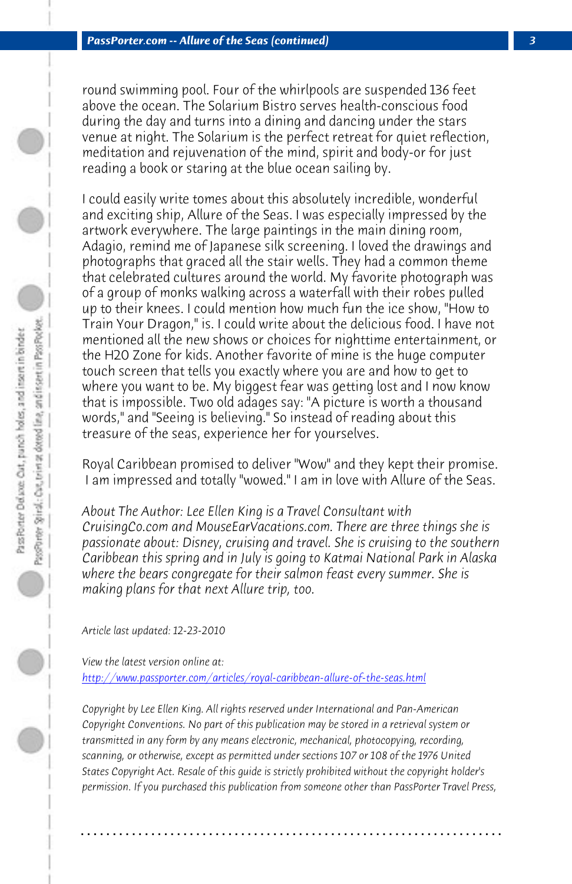round swimming pool. Four of the whirlpools are suspended 136 feet above the ocean. The Solarium Bistro serves health-conscious food during the day and turns into a dining and dancing under the stars venue at night. The Solarium is the perfect retreat for quiet reflection, meditation and rejuvenation of the mind, spirit and body-or for just reading a book or staring at the blue ocean sailing by.

I could easily write tomes about this absolutely incredible, wonderful and exciting ship, Allure of the Seas. I was especially impressed by the artwork everywhere. The large paintings in the main dining room, Adagio, remind me of Japanese silk screening. I loved the drawings and photographs that graced all the stair wells. They had a common theme that celebrated cultures around the world. My favorite photograph was of a group of monks walking across a waterfall with their robes pulled up to their knees. I could mention how much fun the ice show, "How to Train Your Dragon," is. I could write about the delicious food. I have not mentioned all the new shows or choices for nighttime entertainment, or the H2O Zone for kids. Another favorite of mine is the huge computer touch screen that tells you exactly where you are and how to get to where you want to be. My biggest fear was getting lost and I now know that is impossible. Two old adages say: "A picture is worth a thousand words," and "Seeing is believing." So instead of reading about this treasure of the seas, experience her for yourselves.

Royal Caribbean promised to deliver "Wow" and they kept their promise. I am impressed and totally "wowed." I am in love with Allure of the Seas.

*About The Author: Lee Ellen King is a Travel Consultant with CruisingCo.com and MouseEarVacations.com. There are three things she is passionate about: Disney, cruising and travel. She is cruising to the southern Caribbean this spring and in July is going to Katmai National Park in Alaska where the bears congregate for their salmon feast every summer. She is making plans for that next Allure trip, too.*

*Article last updated: 12-23-2010*

*View the latest version online at:*
*http://www.passporter.com/articles/royal-caribbean-allure-of-the-seas.html*

*Copyright by Lee Ellen King. All rights reserved under International and Pan-American Copyright Conventions. No part of this publication may be stored in a retrieval system or transmitted in any form by any means electronic, mechanical, photocopying, recording, scanning, or otherwise, except as permitted under sections 107 or 108 of the 1976 United States Copyright Act. Resale of this guide is strictly prohibited without the copyright holder's permission. If you purchased this publication from someone other than PassPorter Travel Press,*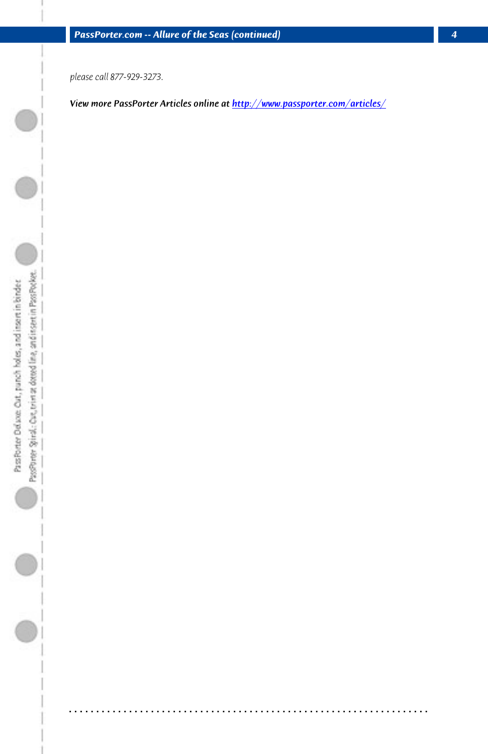*please call 877-929-3273.*

***View more PassPorter Articles online at [http://www.passporter.com/articles/](http://www.passporter.com/articles/)***